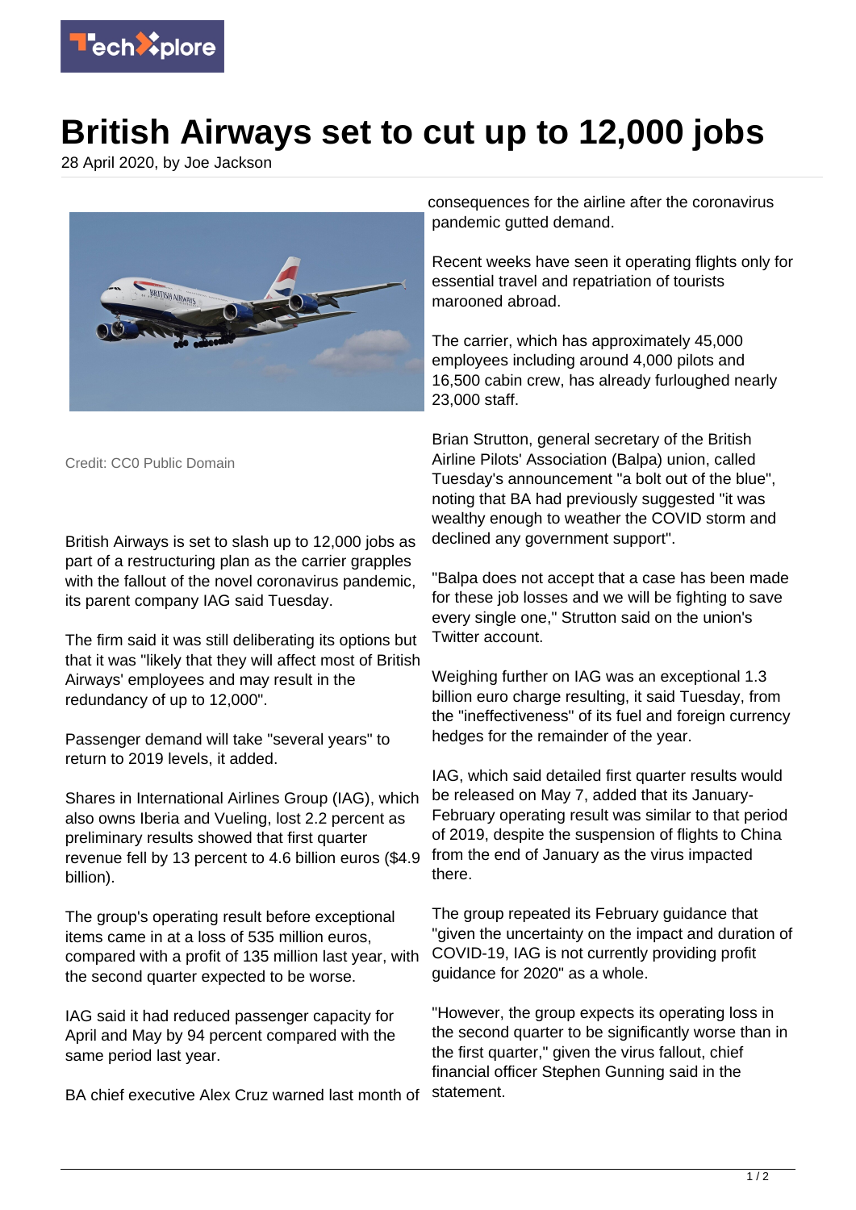# British Airways set to cut up to 12,000 jobs

28 April 2020, by Joe Jackson

Credit: CC0 Public Domain

British Airways is set to slash up to 12,000 jobs as part of a restructuring plan as the carrier grapples with the fallout of the novel coronavirus pandemic, its parent company IAG said Tuesday.

The firm said it was still deliberating its options but that it was "likely that they will affect most of British Airways' employees and may result in the redundancy of up to 12,000".

Passenger demand will take "several years" to return to 2019 levels, it added.

Shares in International Airlines Group (IAG), which also owns Iberia and Vueling, lost 2.2 percent as preliminary results showed that first quarter revenue fell by 13 percent to 4.6 billion euros ($4.9 billion).

The group's operating result before exceptional items came in at a loss of 535 million euros, compared with a profit of 135 million last year, with the second quarter expected to be worse.

IAG said it had reduced passenger capacity for April and May by 94 percent compared with the same period last year.

BA chief executive Alex Cruz warned last month of consequences for the airline after the coronavirus pandemic gutted demand.

Recent weeks have seen it operating flights only for essential travel and repatriation of tourists marooned abroad.

The carrier, which has approximately 45,000 employees including around 4,000 pilots and 16,500 cabin crew, has already furloughed nearly 23,000 staff.

Brian Strutton, general secretary of the British Airline Pilots' Association (Balpa) union, called Tuesday's announcement "a bolt out of the blue", noting that BA had previously suggested "it was wealthy enough to weather the COVID storm and declined any government support".

"Balpa does not accept that a case has been made for these job losses and we will be fighting to save every single one," Strutton said on the union's Twitter account.

Weighing further on IAG was an exceptional 1.3 billion euro charge resulting, it said Tuesday, from the "ineffectiveness" of its fuel and foreign currency hedges for the remainder of the year.

IAG, which said detailed first quarter results would be released on May 7, added that its January-February operating result was similar to that period of 2019, despite the suspension of flights to China from the end of January as the virus impacted there.

The group repeated its February guidance that "given the uncertainty on the impact and duration of COVID-19, IAG is not currently providing profit guidance for 2020" as a whole.

"However, the group expects its operating loss in the second quarter to be significantly worse than in the first quarter," given the virus fallout, chief financial officer Stephen Gunning said in the statement.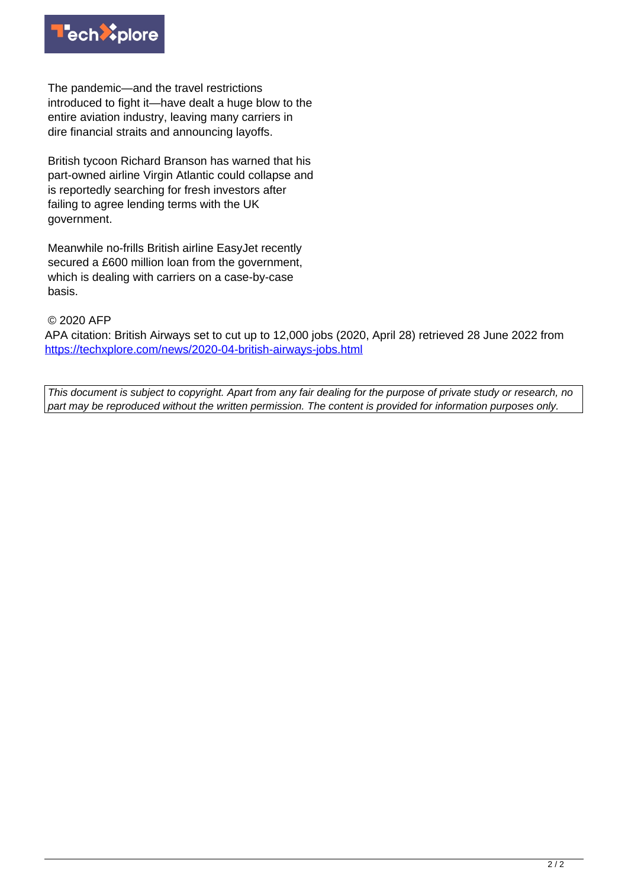The pandemic—and the travel restrictions introduced to fight it—have dealt a huge blow to the entire aviation industry, leaving many carriers in dire financial straits and announcing layoffs.

British tycoon Richard Branson has warned that his part-owned airline Virgin Atlantic could collapse and is reportedly searching for fresh investors after failing to agree lending terms with the UK government.

Meanwhile no-frills British airline EasyJet recently secured a £600 million loan from the government, which is dealing with carriers on a case-by-case basis.

© 2020 AFP

APA citation: British Airways set to cut up to 12,000 jobs (2020, April 28) retrieved 28 June 2022 from https://techxplore.com/news/2020-04-british-airways-jobs.html

*This document is subject to copyright. Apart from any fair dealing for the purpose of private study or research, no part may be reproduced without the written permission. The content is provided for information purposes only.*